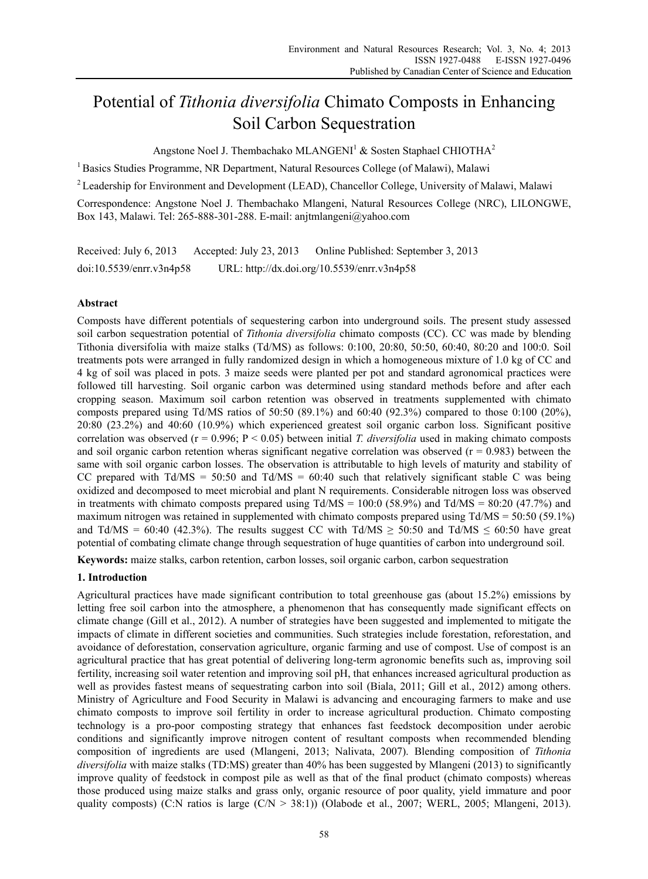# Potential of *Tithonia diversifolia* Chimato Composts in Enhancing Soil Carbon Sequestration

Angstone Noel J. Thembachako MLANGENI[1] & Sosten Staphael CHIOTHA[2]

[1] Basics Studies Programme, NR Department, Natural Resources College (of Malawi), Malawi

[2] Leadership for Environment and Development (LEAD), Chancellor College, University of Malawi, Malawi

Correspondence: Angstone Noel J. Thembachako Mlangeni, Natural Resources College (NRC), LILONGWE, Box 143, Malawi. Tel: 265-888-301-288. E-mail: anjtmlangeni@yahoo.com

Received: July 6, 2013  Accepted: July 23, 2013  Online Published: September 3, 2013

doi:10.5539/enrr.v3n4p58  URL: http://dx.doi.org/10.5539/enrr.v3n4p58

## Abstract

Composts have different potentials of sequestering carbon into underground soils. The present study assessed soil carbon sequestration potential of *Tithonia diversifolia* chimato composts (CC). CC was made by blending Tithonia diversifolia with maize stalks (Td/MS) as follows: 0:100, 20:80, 50:50, 60:40, 80:20 and 100:0. Soil treatments pots were arranged in fully randomized design in which a homogeneous mixture of 1.0 kg of CC and 4 kg of soil was placed in pots. 3 maize seeds were planted per pot and standard agronomical practices were followed till harvesting. Soil organic carbon was determined using standard methods before and after each cropping season. Maximum soil carbon retention was observed in treatments supplemented with chimato composts prepared using Td/MS ratios of 50:50 (89.1%) and 60:40 (92.3%) compared to those 0:100 (20%), 20:80 (23.2%) and 40:60 (10.9%) which experienced greatest soil organic carbon loss. Significant positive correlation was observed ($r = 0.996$; $P < 0.05$) between initial *T. diversifolia* used in making chimato composts and soil organic carbon retention wheras significant negative correlation was observed ($r = 0.983$) between the same with soil organic carbon losses. The observation is attributable to high levels of maturity and stability of CC prepared with Td/MS = 50:50 and Td/MS = 60:40 such that relatively significant stable C was being oxidized and decomposed to meet microbial and plant N requirements. Considerable nitrogen loss was observed in treatments with chimato composts prepared using Td/MS = 100:0 (58.9%) and Td/MS = 80:20 (47.7%) and maximum nitrogen was retained in supplemented with chimato composts prepared using Td/MS = 50:50 (59.1%) and Td/MS = 60:40 (42.3%). The results suggest CC with Td/MS ≥ 50:50 and Td/MS ≤ 60:50 have great potential of combating climate change through sequestration of huge quantities of carbon into underground soil.

**Keywords:** maize stalks, carbon retention, carbon losses, soil organic carbon, carbon sequestration

## 1. Introduction

Agricultural practices have made significant contribution to total greenhouse gas (about 15.2%) emissions by letting free soil carbon into the atmosphere, a phenomenon that has consequently made significant effects on climate change (Gill et al., 2012). A number of strategies have been suggested and implemented to mitigate the impacts of climate in different societies and communities. Such strategies include forestation, reforestation, and avoidance of deforestation, conservation agriculture, organic farming and use of compost. Use of compost is an agricultural practice that has great potential of delivering long-term agronomic benefits such as, improving soil fertility, increasing soil water retention and improving soil pH, that enhances increased agricultural production as well as provides fastest means of sequestrating carbon into soil (Biala, 2011; Gill et al., 2012) among others. Ministry of Agriculture and Food Security in Malawi is advancing and encouraging farmers to make and use chimato composts to improve soil fertility in order to increase agricultural production. Chimato composting technology is a pro-poor composting strategy that enhances fast feedstock decomposition under aerobic conditions and significantly improve nitrogen content of resultant composts when recommended blending composition of ingredients are used (Mlangeni, 2013; Nalivata, 2007). Blending composition of *Tithonia diversifolia* with maize stalks (TD:MS) greater than 40% has been suggested by Mlangeni (2013) to significantly improve quality of feedstock in compost pile as well as that of the final product (chimato composts) whereas those produced using maize stalks and grass only, organic resource of poor quality, yield immature and poor quality composts) (C:N ratios is large (C/N > 38:1)) (Olabode et al., 2007; WERL, 2005; Mlangeni, 2013).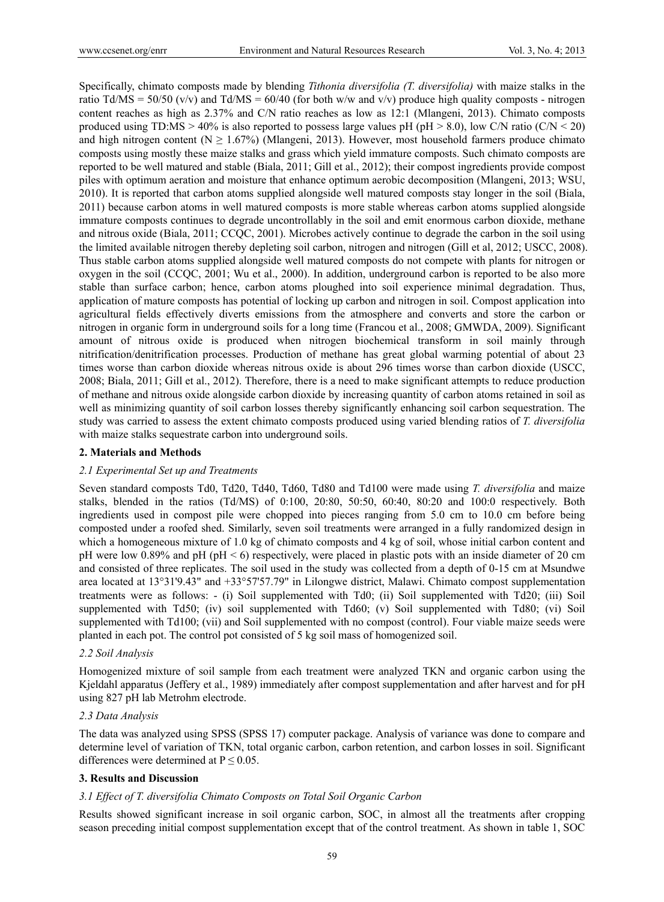Specifically, chimato composts made by blending *Tithonia diversifolia (T. diversifolia)* with maize stalks in the ratio Td/MS = 50/50 (v/v) and Td/MS = 60/40 (for both w/w and v/v) produce high quality composts - nitrogen content reaches as high as 2.37% and C/N ratio reaches as low as 12:1 (Mlangeni, 2013). Chimato composts produced using TD:MS > 40% is also reported to possess large values pH (pH > 8.0), low C/N ratio (C/N < 20) and high nitrogen content (N ≥ 1.67%) (Mlangeni, 2013). However, most household farmers produce chimato composts using mostly these maize stalks and grass which yield immature composts. Such chimato composts are reported to be well matured and stable (Biala, 2011; Gill et al., 2012); their compost ingredients provide compost piles with optimum aeration and moisture that enhance optimum aerobic decomposition (Mlangeni, 2013; WSU, 2010). It is reported that carbon atoms supplied alongside well matured composts stay longer in the soil (Biala, 2011) because carbon atoms in well matured composts is more stable whereas carbon atoms supplied alongside immature composts continues to degrade uncontrollably in the soil and emit enormous carbon dioxide, methane and nitrous oxide (Biala, 2011; CCQC, 2001). Microbes actively continue to degrade the carbon in the soil using the limited available nitrogen thereby depleting soil carbon, nitrogen and nitrogen (Gill et al, 2012; USCC, 2008). Thus stable carbon atoms supplied alongside well matured composts do not compete with plants for nitrogen or oxygen in the soil (CCQC, 2001; Wu et al., 2000). In addition, underground carbon is reported to be also more stable than surface carbon; hence, carbon atoms ploughed into soil experience minimal degradation. Thus, application of mature composts has potential of locking up carbon and nitrogen in soil. Compost application into agricultural fields effectively diverts emissions from the atmosphere and converts and store the carbon or nitrogen in organic form in underground soils for a long time (Francou et al., 2008; GMWDA, 2009). Significant amount of nitrous oxide is produced when nitrogen biochemical transform in soil mainly through nitrification/denitrification processes. Production of methane has great global warming potential of about 23 times worse than carbon dioxide whereas nitrous oxide is about 296 times worse than carbon dioxide (USCC, 2008; Biala, 2011; Gill et al., 2012). Therefore, there is a need to make significant attempts to reduce production of methane and nitrous oxide alongside carbon dioxide by increasing quantity of carbon atoms retained in soil as well as minimizing quantity of soil carbon losses thereby significantly enhancing soil carbon sequestration. The study was carried to assess the extent chimato composts produced using varied blending ratios of *T. diversifolia* with maize stalks sequestrate carbon into underground soils.

## 2. Materials and Methods

### 2.1 Experimental Set up and Treatments

Seven standard composts Td0, Td20, Td40, Td60, Td80 and Td100 were made using *T. diversifolia* and maize stalks, blended in the ratios (Td/MS) of 0:100, 20:80, 50:50, 60:40, 80:20 and 100:0 respectively. Both ingredients used in compost pile were chopped into pieces ranging from 5.0 cm to 10.0 cm before being composted under a roofed shed. Similarly, seven soil treatments were arranged in a fully randomized design in which a homogeneous mixture of 1.0 kg of chimato composts and 4 kg of soil, whose initial carbon content and pH were low 0.89% and pH (pH < 6) respectively, were placed in plastic pots with an inside diameter of 20 cm and consisted of three replicates. The soil used in the study was collected from a depth of 0-15 cm at Msundwe area located at 13°31'9.43" and +33°57'57.79" in Lilongwe district, Malawi. Chimato compost supplementation treatments were as follows: - (i) Soil supplemented with Td0; (ii) Soil supplemented with Td20; (iii) Soil supplemented with Td50; (iv) soil supplemented with Td60; (v) Soil supplemented with Td80; (vi) Soil supplemented with Td100; (vii) and Soil supplemented with no compost (control). Four viable maize seeds were planted in each pot. The control pot consisted of 5 kg soil mass of homogenized soil.

### 2.2 Soil Analysis

Homogenized mixture of soil sample from each treatment were analyzed TKN and organic carbon using the Kjeldahl apparatus (Jeffery et al., 1989) immediately after compost supplementation and after harvest and for pH using 827 pH lab Metrohm electrode.

### 2.3 Data Analysis

The data was analyzed using SPSS (SPSS 17) computer package. Analysis of variance was done to compare and determine level of variation of TKN, total organic carbon, carbon retention, and carbon losses in soil. Significant differences were determined at $P \leq 0.05$.

## 3. Results and Discussion

### 3.1 Effect of T. diversifolia Chimato Composts on Total Soil Organic Carbon

Results showed significant increase in soil organic carbon, SOC, in almost all the treatments after cropping season preceding initial compost supplementation except that of the control treatment. As shown in table 1, SOC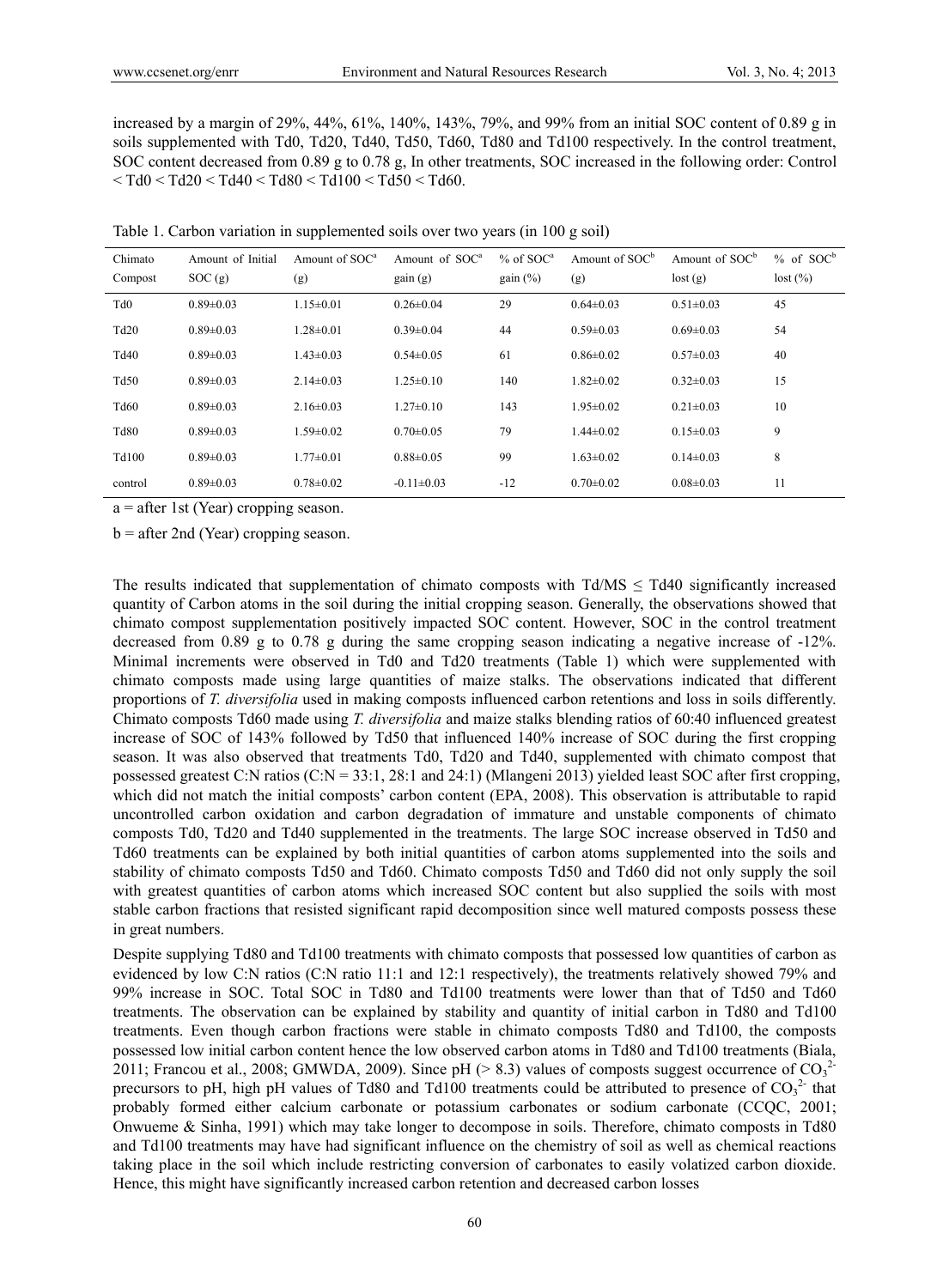increased by a margin of 29%, 44%, 61%, 140%, 143%, 79%, and 99% from an initial SOC content of 0.89 g in soils supplemented with Td0, Td20, Td40, Td50, Td60, Td80 and Td100 respectively. In the control treatment, SOC content decreased from 0.89 g to 0.78 g, In other treatments, SOC increased in the following order: Control < Td0 < Td20 < Td40 < Td80 < Td100 < Td50 < Td60.

Table 1. Carbon variation in supplemented soils over two years (in 100 g soil)

| Chimato Compost | Amount of Initial SOC (g) | Amount of SOC[a] (g) | Amount of SOC[a] gain (g) | % of SOC[a] gain (%) | Amount of SOC[b] (g) | Amount of SOC[b] lost (g) | % of SOC[b] lost (%) |
|---|---|---|---|---|---|---|---|
| Td0 | 0.89±0.03 | 1.15±0.01 | 0.26±0.04 | 29 | 0.64±0.03 | 0.51±0.03 | 45 |
| Td20 | 0.89±0.03 | 1.28±0.01 | 0.39±0.04 | 44 | 0.59±0.03 | 0.69±0.03 | 54 |
| Td40 | 0.89±0.03 | 1.43±0.03 | 0.54±0.05 | 61 | 0.86±0.02 | 0.57±0.03 | 40 |
| Td50 | 0.89±0.03 | 2.14±0.03 | 1.25±0.10 | 140 | 1.82±0.02 | 0.32±0.03 | 15 |
| Td60 | 0.89±0.03 | 2.16±0.03 | 1.27±0.10 | 143 | 1.95±0.02 | 0.21±0.03 | 10 |
| Td80 | 0.89±0.03 | 1.59±0.02 | 0.70±0.05 | 79 | 1.44±0.02 | 0.15±0.03 | 9 |
| Td100 | 0.89±0.03 | 1.77±0.01 | 0.88±0.05 | 99 | 1.63±0.02 | 0.14±0.03 | 8 |
| control | 0.89±0.03 | 0.78±0.02 | -0.11±0.03 | -12 | 0.70±0.02 | 0.08±0.03 | 11 |

a = after 1st (Year) cropping season.

b = after 2nd (Year) cropping season.

The results indicated that supplementation of chimato composts with Td/MS ≤ Td40 significantly increased quantity of Carbon atoms in the soil during the initial cropping season. Generally, the observations showed that chimato compost supplementation positively impacted SOC content. However, SOC in the control treatment decreased from 0.89 g to 0.78 g during the same cropping season indicating a negative increase of -12%. Minimal increments were observed in Td0 and Td20 treatments (Table 1) which were supplemented with chimato composts made using large quantities of maize stalks. The observations indicated that different proportions of *T. diversifolia* used in making composts influenced carbon retentions and loss in soils differently. Chimato composts Td60 made using *T. diversifolia* and maize stalks blending ratios of 60:40 influenced greatest increase of SOC of 143% followed by Td50 that influenced 140% increase of SOC during the first cropping season. It was also observed that treatments Td0, Td20 and Td40, supplemented with chimato compost that possessed greatest C:N ratios (C:N = 33:1, 28:1 and 24:1) (Mlangeni 2013) yielded least SOC after first cropping, which did not match the initial composts' carbon content (EPA, 2008). This observation is attributable to rapid uncontrolled carbon oxidation and carbon degradation of immature and unstable components of chimato composts Td0, Td20 and Td40 supplemented in the treatments. The large SOC increase observed in Td50 and Td60 treatments can be explained by both initial quantities of carbon atoms supplemented into the soils and stability of chimato composts Td50 and Td60. Chimato composts Td50 and Td60 did not only supply the soil with greatest quantities of carbon atoms which increased SOC content but also supplied the soils with most stable carbon fractions that resisted significant rapid decomposition since well matured composts possess these in great numbers.

Despite supplying Td80 and Td100 treatments with chimato composts that possessed low quantities of carbon as evidenced by low C:N ratios (C:N ratio 11:1 and 12:1 respectively), the treatments relatively showed 79% and 99% increase in SOC. Total SOC in Td80 and Td100 treatments were lower than that of Td50 and Td60 treatments. The observation can be explained by stability and quantity of initial carbon in Td80 and Td100 treatments. Even though carbon fractions were stable in chimato composts Td80 and Td100, the composts possessed low initial carbon content hence the low observed carbon atoms in Td80 and Td100 treatments (Biala, 2011; Francou et al., 2008; GMWDA, 2009). Since pH (> 8.3) values of composts suggest occurrence of $CO_3^{2-}$ precursors to pH, high pH values of Td80 and Td100 treatments could be attributed to presence of $CO_3^{2-}$ that probably formed either calcium carbonate or potassium carbonates or sodium carbonate (CCQC, 2001; Onwueme & Sinha, 1991) which may take longer to decompose in soils. Therefore, chimato composts in Td80 and Td100 treatments may have had significant influence on the chemistry of soil as well as chemical reactions taking place in the soil which include restricting conversion of carbonates to easily volatized carbon dioxide. Hence, this might have significantly increased carbon retention and decreased carbon losses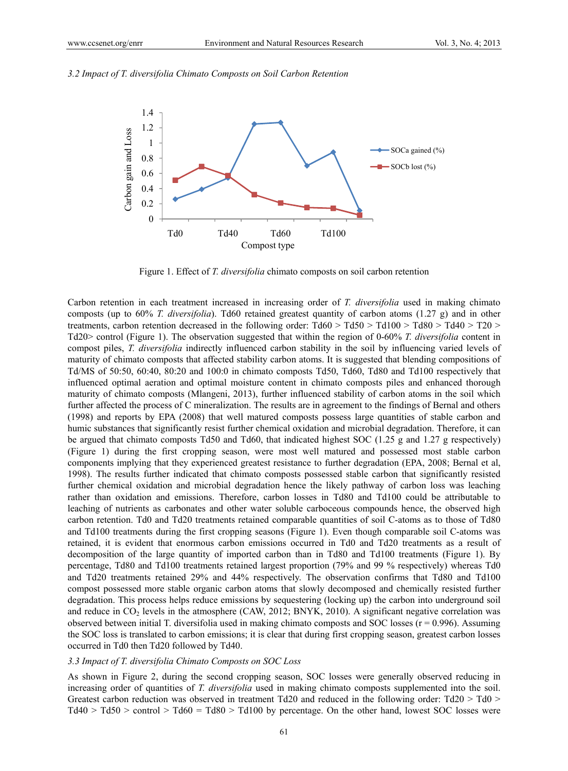*3.2 Impact of T. diversifolia Chimato Composts on Soil Carbon Retention*

Carbon gain and Loss

1.4
1.2
1
0.8
0.6
0.4
0.2
0

Td0
Td40
Td60
Td100

Compost type

SOCa gained (%)
SOCb lost (%)

Figure 1. Effect of *T. diversifolia* chimato composts on soil carbon retention

Carbon retention in each treatment increased in increasing order of *T. diversifolia* used in making chimato composts (up to 60% *T. diversifolia*). Td60 retained greatest quantity of carbon atoms (1.27 g) and in other treatments, carbon retention decreased in the following order: Td60 > Td50 > Td100 > Td80 > Td40 > T20 > Td20> control (Figure 1). The observation suggested that within the region of 0-60% *T. diversifolia* content in compost piles, *T. diversifolia* indirectly influenced carbon stability in the soil by influencing varied levels of maturity of chimato composts that affected stability carbon atoms. It is suggested that blending compositions of Td/MS of 50:50, 60:40, 80:20 and 100:0 in chimato composts Td50, Td60, Td80 and Td100 respectively that influenced optimal aeration and optimal moisture content in chimato composts piles and enhanced thorough maturity of chimato composts (Mlangeni, 2013), further influenced stability of carbon atoms in the soil which further affected the process of C mineralization. The results are in agreement to the findings of Bernal and others (1998) and reports by EPA (2008) that well matured composts possess large quantities of stable carbon and humic substances that significantly resist further chemical oxidation and microbial degradation. Therefore, it can be argued that chimato composts Td50 and Td60, that indicated highest SOC (1.25 g and 1.27 g respectively) (Figure 1) during the first cropping season, were most well matured and possessed most stable carbon components implying that they experienced greatest resistance to further degradation (EPA, 2008; Bernal et al, 1998). The results further indicated that chimato composts possessed stable carbon that significantly resisted further chemical oxidation and microbial degradation hence the likely pathway of carbon loss was leaching rather than oxidation and emissions. Therefore, carbon losses in Td80 and Td100 could be attributable to leaching of nutrients as carbonates and other water soluble carboceous compounds hence, the observed high carbon retention. Td0 and Td20 treatments retained comparable quantities of soil C-atoms as to those of Td80 and Td100 treatments during the first cropping seasons (Figure 1). Even though comparable soil C-atoms was retained, it is evident that enormous carbon emissions occurred in Td0 and Td20 treatments as a result of decomposition of the large quantity of imported carbon than in Td80 and Td100 treatments (Figure 1). By percentage, Td80 and Td100 treatments retained largest proportion (79% and 99 % respectively) whereas Td0 and Td20 treatments retained 29% and 44% respectively. The observation confirms that Td80 and Td100 compost possessed more stable organic carbon atoms that slowly decomposed and chemically resisted further degradation. This process helps reduce emissions by sequestering (locking up) the carbon into underground soil and reduce in $CO_2$ levels in the atmosphere (CAW, 2012; BNYK, 2010). A significant negative correlation was observed between initial T. diversifolia used in making chimato composts and SOC losses ($r = 0.996$). Assuming the SOC loss is translated to carbon emissions; it is clear that during first cropping season, greatest carbon losses occurred in Td0 then Td20 followed by Td40.

*3.3 Impact of T. diversifolia Chimato Composts on SOC Loss*

As shown in Figure 2, during the second cropping season, SOC losses were generally observed reducing in increasing order of quantities of *T. diversifolia* used in making chimato composts supplemented into the soil. Greatest carbon reduction was observed in treatment Td20 and reduced in the following order: Td20 > Td0 > Td40 > Td50 > control > Td60 = Td80 > Td100 by percentage. On the other hand, lowest SOC losses were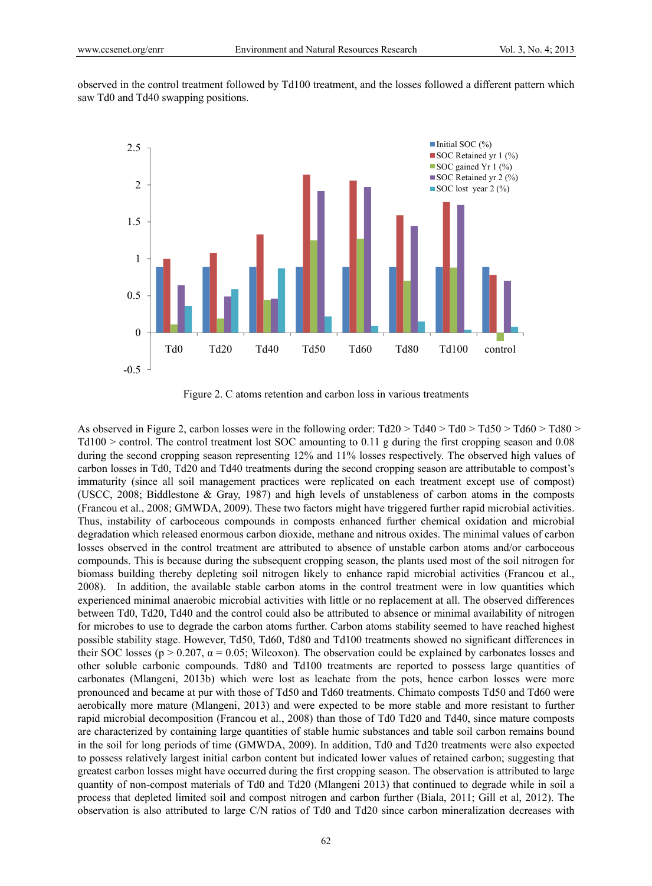observed in the control treatment followed by Td100 treatment, and the losses followed a different pattern which saw Td0 and Td40 swapping positions.

Initial SOC (%)
SOC Retained yr 1 (%)
SOC gained Yr 1 (%)
SOC Retained yr 2 (%)
SOC lost year 2 (%)

2.5
2
1.5
1
0.5
0
-0.5

Td0 Td20 Td40 Td50 Td60 Td80 Td100 control

Figure 2. C atoms retention and carbon loss in various treatments

As observed in Figure 2, carbon losses were in the following order: Td20 > Td40 > Td0 > Td50 > Td60 > Td80 > Td100 > control. The control treatment lost SOC amounting to 0.11 g during the first cropping season and 0.08 during the second cropping season representing 12% and 11% losses respectively. The observed high values of carbon losses in Td0, Td20 and Td40 treatments during the second cropping season are attributable to compost's immaturity (since all soil management practices were replicated on each treatment except use of compost) (USCC, 2008; Biddlestone & Gray, 1987) and high levels of unstableness of carbon atoms in the composts (Francou et al., 2008; GMWDA, 2009). These two factors might have triggered further rapid microbial activities. Thus, instability of carboceous compounds in composts enhanced further chemical oxidation and microbial degradation which released enormous carbon dioxide, methane and nitrous oxides. The minimal values of carbon losses observed in the control treatment are attributed to absence of unstable carbon atoms and/or carboceous compounds. This is because during the subsequent cropping season, the plants used most of the soil nitrogen for biomass building thereby depleting soil nitrogen likely to enhance rapid microbial activities (Francou et al., 2008). In addition, the available stable carbon atoms in the control treatment were in low quantities which experienced minimal anaerobic microbial activities with little or no replacement at all. The observed differences between Td0, Td20, Td40 and the control could also be attributed to absence or minimal availability of nitrogen for microbes to use to degrade the carbon atoms further. Carbon atoms stability seemed to have reached highest possible stability stage. However, Td50, Td60, Td80 and Td100 treatments showed no significant differences in their SOC losses ($p > 0.207$, $\alpha = 0.05$; Wilcoxon). The observation could be explained by carbonates losses and other soluble carbonic compounds. Td80 and Td100 treatments are reported to possess large quantities of carbonates (Mlangeni, 2013b) which were lost as leachate from the pots, hence carbon losses were more pronounced and became at pur with those of Td50 and Td60 treatments. Chimato composts Td50 and Td60 were aerobically more mature (Mlangeni, 2013) and were expected to be more stable and more resistant to further rapid microbial decomposition (Francou et al., 2008) than those of Td0 Td20 and Td40, since mature composts are characterized by containing large quantities of stable humic substances and table soil carbon remains bound in the soil for long periods of time (GMWDA, 2009). In addition, Td0 and Td20 treatments were also expected to possess relatively largest initial carbon content but indicated lower values of retained carbon; suggesting that greatest carbon losses might have occurred during the first cropping season. The observation is attributed to large quantity of non-compost materials of Td0 and Td20 (Mlangeni 2013) that continued to degrade while in soil a process that depleted limited soil and compost nitrogen and carbon further (Biala, 2011; Gill et al, 2012). The observation is also attributed to large C/N ratios of Td0 and Td20 since carbon mineralization decreases with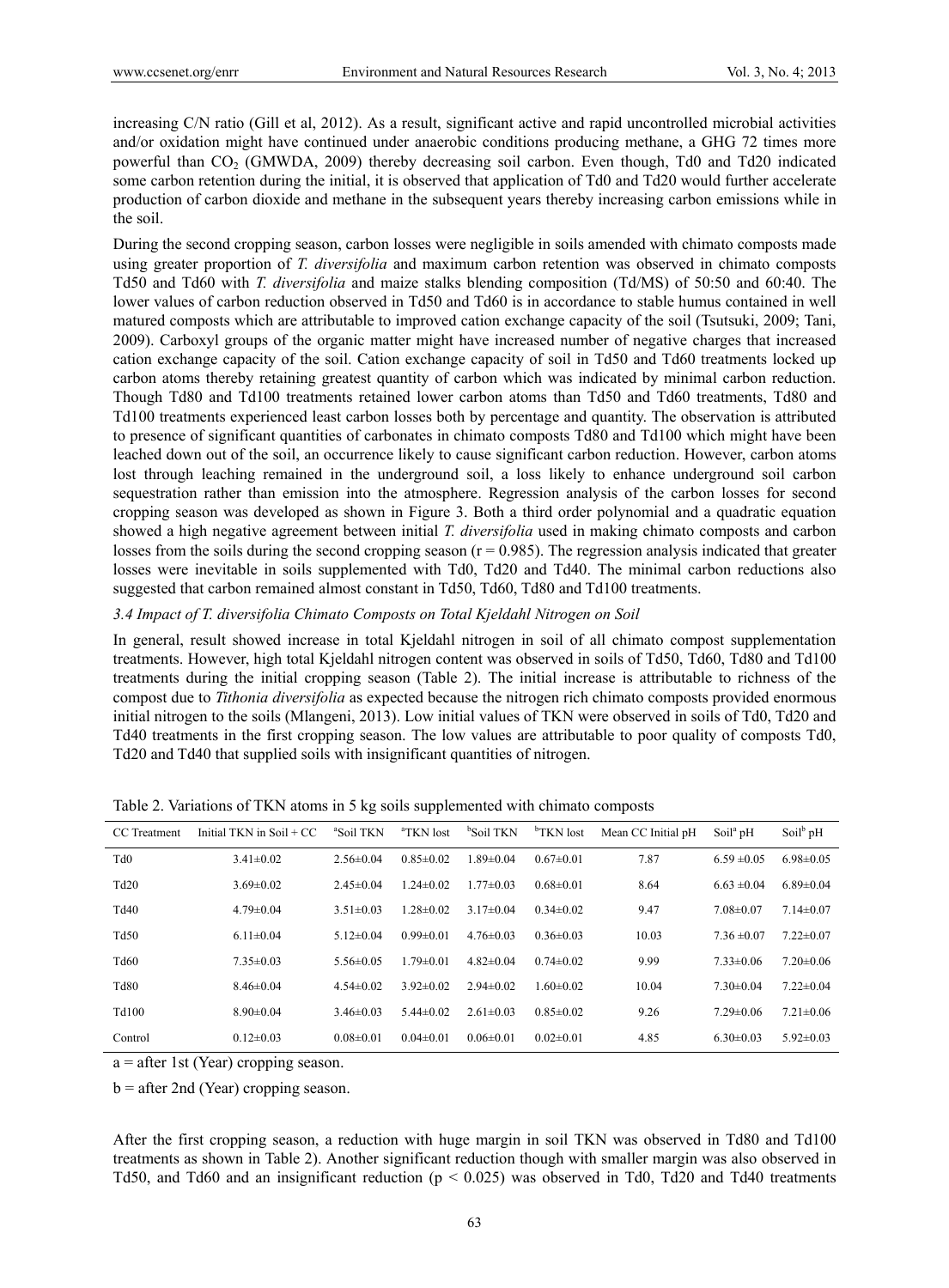increasing C/N ratio (Gill et al, 2012). As a result, significant active and rapid uncontrolled microbial activities and/or oxidation might have continued under anaerobic conditions producing methane, a GHG 72 times more powerful than $CO_2$ (GMWDA, 2009) thereby decreasing soil carbon. Even though, Td0 and Td20 indicated some carbon retention during the initial, it is observed that application of Td0 and Td20 would further accelerate production of carbon dioxide and methane in the subsequent years thereby increasing carbon emissions while in the soil.

During the second cropping season, carbon losses were negligible in soils amended with chimato composts made using greater proportion of *T. diversifolia* and maximum carbon retention was observed in chimato composts Td50 and Td60 with *T. diversifolia* and maize stalks blending composition (Td/MS) of 50:50 and 60:40. The lower values of carbon reduction observed in Td50 and Td60 is in accordance to stable humus contained in well matured composts which are attributable to improved cation exchange capacity of the soil (Tsutsuki, 2009; Tani, 2009). Carboxyl groups of the organic matter might have increased number of negative charges that increased cation exchange capacity of the soil. Cation exchange capacity of soil in Td50 and Td60 treatments locked up carbon atoms thereby retaining greatest quantity of carbon which was indicated by minimal carbon reduction. Though Td80 and Td100 treatments retained lower carbon atoms than Td50 and Td60 treatments, Td80 and Td100 treatments experienced least carbon losses both by percentage and quantity. The observation is attributed to presence of significant quantities of carbonates in chimato composts Td80 and Td100 which might have been leached down out of the soil, an occurrence likely to cause significant carbon reduction. However, carbon atoms lost through leaching remained in the underground soil, a loss likely to enhance underground soil carbon sequestration rather than emission into the atmosphere. Regression analysis of the carbon losses for second cropping season was developed as shown in Figure 3. Both a third order polynomial and a quadratic equation showed a high negative agreement between initial *T. diversifolia* used in making chimato composts and carbon losses from the soils during the second cropping season ($r = 0.985$). The regression analysis indicated that greater losses were inevitable in soils supplemented with Td0, Td20 and Td40. The minimal carbon reductions also suggested that carbon remained almost constant in Td50, Td60, Td80 and Td100 treatments.

### *3.4 Impact of T. diversifolia Chimato Composts on Total Kjeldahl Nitrogen on Soil*

In general, result showed increase in total Kjeldahl nitrogen in soil of all chimato compost supplementation treatments. However, high total Kjeldahl nitrogen content was observed in soils of Td50, Td60, Td80 and Td100 treatments during the initial cropping season (Table 2). The initial increase is attributable to richness of the compost due to *Tithonia diversifolia* as expected because the nitrogen rich chimato composts provided enormous initial nitrogen to the soils (Mlangeni, 2013). Low initial values of TKN were observed in soils of Td0, Td20 and Td40 treatments in the first cropping season. The low values are attributable to poor quality of composts Td0, Td20 and Td40 that supplied soils with insignificant quantities of nitrogen.

Table 2. Variations of TKN atoms in 5 kg soils supplemented with chimato composts

| CC Treatment | Initial TKN in Soil + CC | [a]Soil TKN | [a]TKN lost | [b]Soil TKN | [b]TKN lost | Mean CC Initial pH | Soil[a] pH | Soil[b] pH |
|---|---|---|---|---|---|---|---|---|
| Td0 | 3.41±0.02 | 2.56±0.04 | 0.85±0.02 | 1.89±0.04 | 0.67±0.01 | 7.87 | 6.59 ±0.05 | 6.98±0.05 |
| Td20 | 3.69±0.02 | 2.45±0.04 | 1.24±0.02 | 1.77±0.03 | 0.68±0.01 | 8.64 | 6.63 ±0.04 | 6.89±0.04 |
| Td40 | 4.79±0.04 | 3.51±0.03 | 1.28±0.02 | 3.17±0.04 | 0.34±0.02 | 9.47 | 7.08±0.07 | 7.14±0.07 |
| Td50 | 6.11±0.04 | 5.12±0.04 | 0.99±0.01 | 4.76±0.03 | 0.36±0.03 | 10.03 | 7.36 ±0.07 | 7.22±0.07 |
| Td60 | 7.35±0.03 | 5.56±0.05 | 1.79±0.01 | 4.82±0.04 | 0.74±0.02 | 9.99 | 7.33±0.06 | 7.20±0.06 |
| Td80 | 8.46±0.04 | 4.54±0.02 | 3.92±0.02 | 2.94±0.02 | 1.60±0.02 | 10.04 | 7.30±0.04 | 7.22±0.04 |
| Td100 | 8.90±0.04 | 3.46±0.03 | 5.44±0.02 | 2.61±0.03 | 0.85±0.02 | 9.26 | 7.29±0.06 | 7.21±0.06 |
| Control | 0.12±0.03 | 0.08±0.01 | 0.04±0.01 | 0.06±0.01 | 0.02±0.01 | 4.85 | 6.30±0.03 | 5.92±0.03 |

a = after 1st (Year) cropping season.

b = after 2nd (Year) cropping season.

After the first cropping season, a reduction with huge margin in soil TKN was observed in Td80 and Td100 treatments as shown in Table 2). Another significant reduction though with smaller margin was also observed in Td50, and Td60 and an insignificant reduction ($p < 0.025$) was observed in Td0, Td20 and Td40 treatments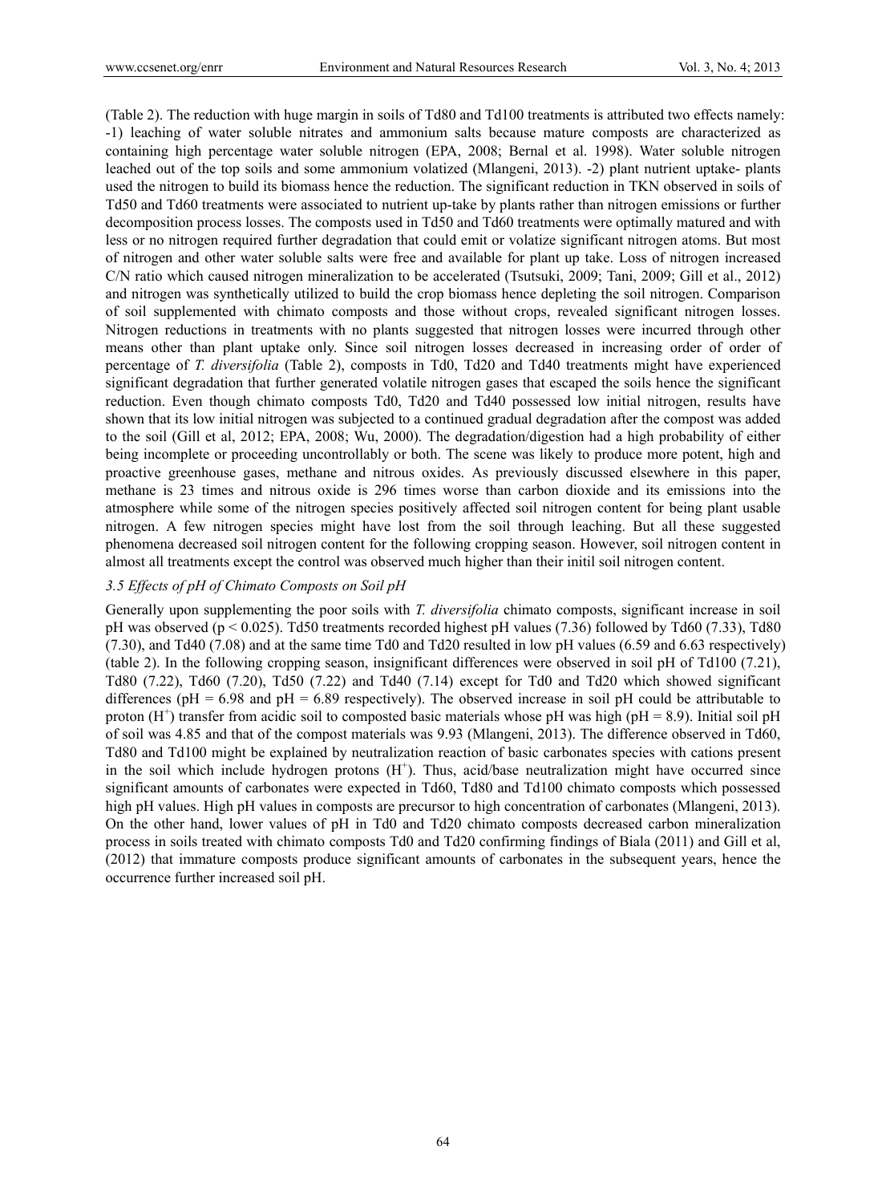(Table 2). The reduction with huge margin in soils of Td80 and Td100 treatments is attributed two effects namely: -1) leaching of water soluble nitrates and ammonium salts because mature composts are characterized as containing high percentage water soluble nitrogen (EPA, 2008; Bernal et al. 1998). Water soluble nitrogen leached out of the top soils and some ammonium volatized (Mlangeni, 2013). -2) plant nutrient uptake- plants used the nitrogen to build its biomass hence the reduction. The significant reduction in TKN observed in soils of Td50 and Td60 treatments were associated to nutrient up-take by plants rather than nitrogen emissions or further decomposition process losses. The composts used in Td50 and Td60 treatments were optimally matured and with less or no nitrogen required further degradation that could emit or volatize significant nitrogen atoms. But most of nitrogen and other water soluble salts were free and available for plant up take. Loss of nitrogen increased C/N ratio which caused nitrogen mineralization to be accelerated (Tsutsuki, 2009; Tani, 2009; Gill et al., 2012) and nitrogen was synthetically utilized to build the crop biomass hence depleting the soil nitrogen. Comparison of soil supplemented with chimato composts and those without crops, revealed significant nitrogen losses. Nitrogen reductions in treatments with no plants suggested that nitrogen losses were incurred through other means other than plant uptake only. Since soil nitrogen losses decreased in increasing order of order of percentage of *T. diversifolia* (Table 2), composts in Td0, Td20 and Td40 treatments might have experienced significant degradation that further generated volatile nitrogen gases that escaped the soils hence the significant reduction. Even though chimato composts Td0, Td20 and Td40 possessed low initial nitrogen, results have shown that its low initial nitrogen was subjected to a continued gradual degradation after the compost was added to the soil (Gill et al, 2012; EPA, 2008; Wu, 2000). The degradation/digestion had a high probability of either being incomplete or proceeding uncontrollably or both. The scene was likely to produce more potent, high and proactive greenhouse gases, methane and nitrous oxides. As previously discussed elsewhere in this paper, methane is 23 times and nitrous oxide is 296 times worse than carbon dioxide and its emissions into the atmosphere while some of the nitrogen species positively affected soil nitrogen content for being plant usable nitrogen. A few nitrogen species might have lost from the soil through leaching. But all these suggested phenomena decreased soil nitrogen content for the following cropping season. However, soil nitrogen content in almost all treatments except the control was observed much higher than their initil soil nitrogen content.

### *3.5 Effects of pH of Chimato Composts on Soil pH*

Generally upon supplementing the poor soils with *T. diversifolia* chimato composts, significant increase in soil pH was observed ($p < 0.025$). Td50 treatments recorded highest pH values (7.36) followed by Td60 (7.33), Td80 (7.30), and Td40 (7.08) and at the same time Td0 and Td20 resulted in low pH values (6.59 and 6.63 respectively) (table 2). In the following cropping season, insignificant differences were observed in soil pH of Td100 (7.21), Td80 (7.22), Td60 (7.20), Td50 (7.22) and Td40 (7.14) except for Td0 and Td20 which showed significant differences (pH = 6.98 and pH = 6.89 respectively). The observed increase in soil pH could be attributable to proton ($H^+$) transfer from acidic soil to composted basic materials whose pH was high (pH = 8.9). Initial soil pH of soil was 4.85 and that of the compost materials was 9.93 (Mlangeni, 2013). The difference observed in Td60, Td80 and Td100 might be explained by neutralization reaction of basic carbonates species with cations present in the soil which include hydrogen protons ($H^+$). Thus, acid/base neutralization might have occurred since significant amounts of carbonates were expected in Td60, Td80 and Td100 chimato composts which possessed high pH values. High pH values in composts are precursor to high concentration of carbonates (Mlangeni, 2013). On the other hand, lower values of pH in Td0 and Td20 chimato composts decreased carbon mineralization process in soils treated with chimato composts Td0 and Td20 confirming findings of Biala (2011) and Gill et al, (2012) that immature composts produce significant amounts of carbonates in the subsequent years, hence the occurrence further increased soil pH.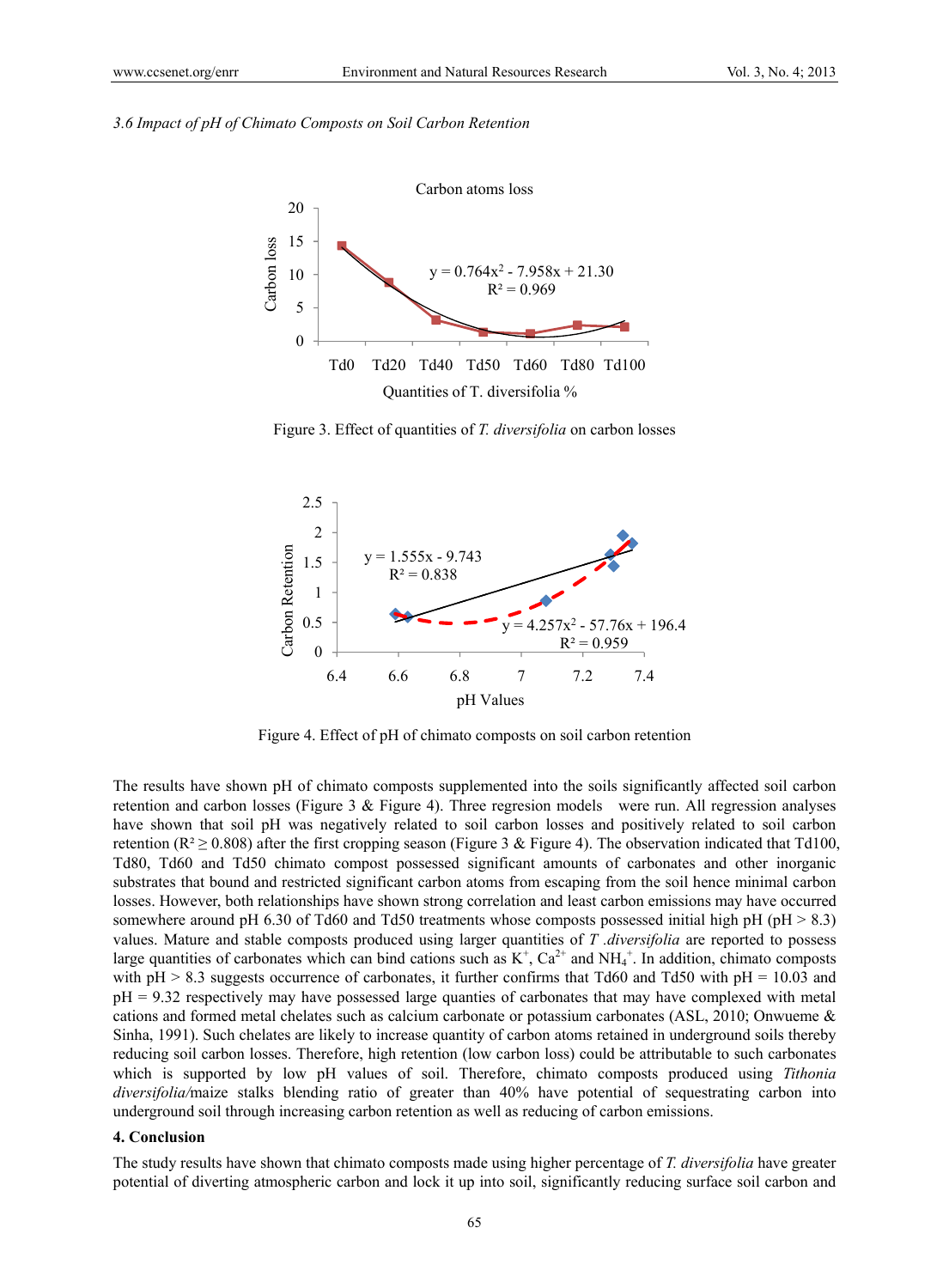*3.6 Impact of pH of Chimato Composts on Soil Carbon Retention*

Carbon atoms loss

Carbon loss

20
15
10
5
0

$y = 0.764x^2 - 7.958x + 21.30$
$R^2 = 0.969$

Td0 Td20 Td40 Td50 Td60 Td80 Td100

Quantities of T. diversifolia %

Figure 3. Effect of quantities of *T. diversifolia* on carbon losses

Carbon Retention

2.5
2
1.5
1
0.5
0

$y = 1.555x - 9.743$
$R^2 = 0.838$

$y = 4.257x^2 - 57.76x + 196.4$
$R^2 = 0.959$

6.4 6.6 6.8 7 7.2 7.4

pH Values

Figure 4. Effect of pH of chimato composts on soil carbon retention

The results have shown pH of chimato composts supplemented into the soils significantly affected soil carbon retention and carbon losses (Figure 3 & Figure 4). Three regresion models were run. All regression analyses have shown that soil pH was negatively related to soil carbon losses and positively related to soil carbon retention ($R^2 \geq 0.808$) after the first cropping season (Figure 3 & Figure 4). The observation indicated that Td100, Td80, Td60 and Td50 chimato compost possessed significant amounts of carbonates and other inorganic substrates that bound and restricted significant carbon atoms from escaping from the soil hence minimal carbon losses. However, both relationships have shown strong correlation and least carbon emissions may have occurred somewhere around pH 6.30 of Td60 and Td50 treatments whose composts possessed initial high pH (pH > 8.3) values. Mature and stable composts produced using larger quantities of *T .diversifolia* are reported to possess large quantities of carbonates which can bind cations such as $K^+$, $Ca^{2+}$ and $NH_4^+$. In addition, chimato composts with pH > 8.3 suggests occurrence of carbonates, it further confirms that Td60 and Td50 with pH = 10.03 and pH = 9.32 respectively may have possessed large quanties of carbonates that may have complexed with metal cations and formed metal chelates such as calcium carbonate or potassium carbonates (ASL, 2010; Onwueme & Sinha, 1991). Such chelates are likely to increase quantity of carbon atoms retained in underground soils thereby reducing soil carbon losses. Therefore, high retention (low carbon loss) could be attributable to such carbonates which is supported by low pH values of soil. Therefore, chimato composts produced using *Tithonia diversifolia*/maize stalks blending ratio of greater than 40% have potential of sequestrating carbon into underground soil through increasing carbon retention as well as reducing of carbon emissions.

## 4. Conclusion

The study results have shown that chimato composts made using higher percentage of *T. diversifolia* have greater potential of diverting atmospheric carbon and lock it up into soil, significantly reducing surface soil carbon and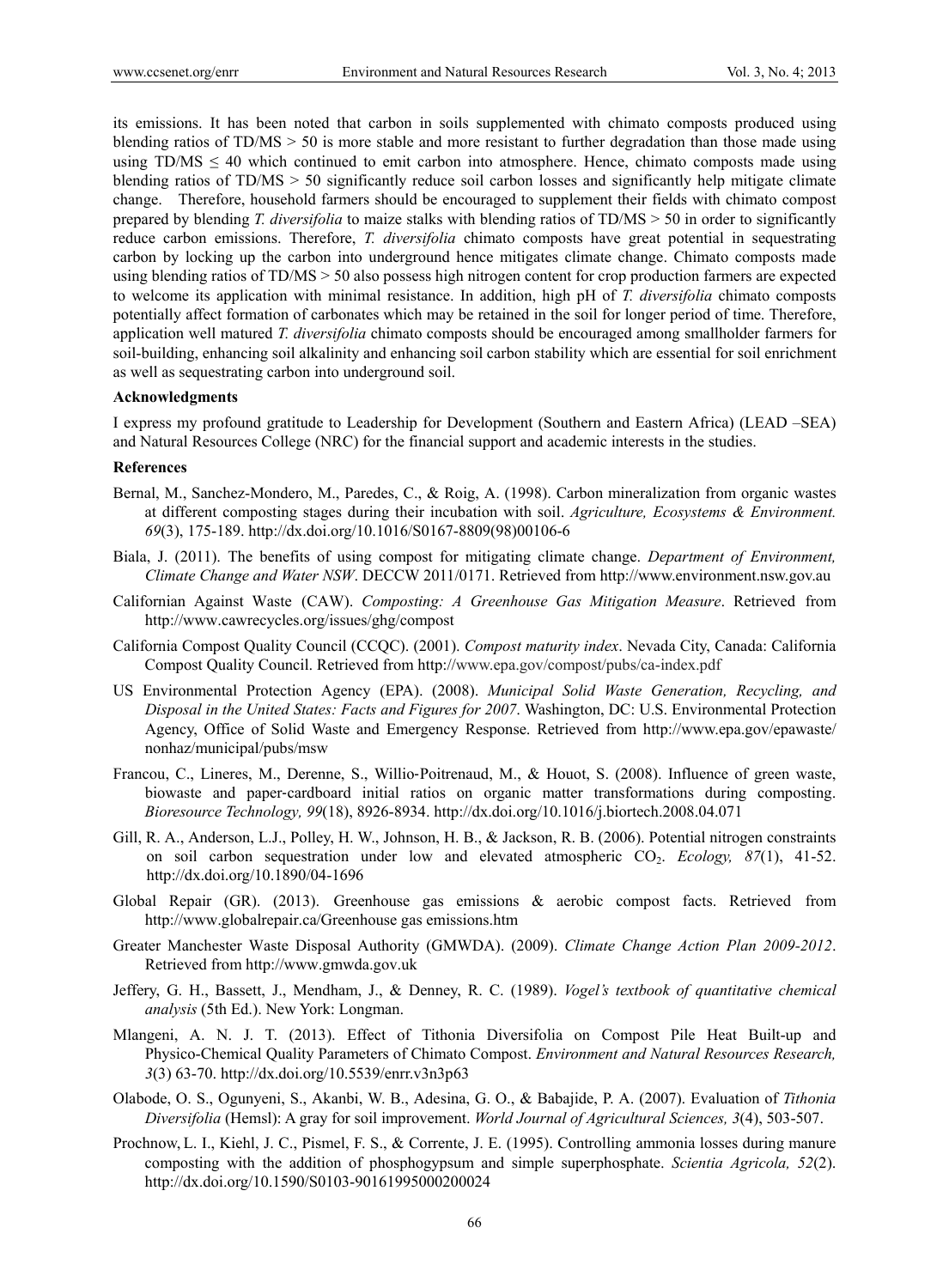its emissions. It has been noted that carbon in soils supplemented with chimato composts produced using blending ratios of TD/MS > 50 is more stable and more resistant to further degradation than those made using using TD/MS ≤ 40 which continued to emit carbon into atmosphere. Hence, chimato composts made using blending ratios of TD/MS > 50 significantly reduce soil carbon losses and significantly help mitigate climate change. Therefore, household farmers should be encouraged to supplement their fields with chimato compost prepared by blending *T. diversifolia* to maize stalks with blending ratios of TD/MS > 50 in order to significantly reduce carbon emissions. Therefore, *T. diversifolia* chimato composts have great potential in sequestrating carbon by locking up the carbon into underground hence mitigates climate change. Chimato composts made using blending ratios of TD/MS > 50 also possess high nitrogen content for crop production farmers are expected to welcome its application with minimal resistance. In addition, high pH of *T. diversifolia* chimato composts potentially affect formation of carbonates which may be retained in the soil for longer period of time. Therefore, application well matured *T. diversifolia* chimato composts should be encouraged among smallholder farmers for soil-building, enhancing soil alkalinity and enhancing soil carbon stability which are essential for soil enrichment as well as sequestrating carbon into underground soil.

**Acknowledgments**

I express my profound gratitude to Leadership for Development (Southern and Eastern Africa) (LEAD –SEA) and Natural Resources College (NRC) for the financial support and academic interests in the studies.

**References**

Bernal, M., Sanchez-Mondero, M., Paredes, C., & Roig, A. (1998). Carbon mineralization from organic wastes at different composting stages during their incubation with soil. *Agriculture, Ecosystems & Environment. 69*(3), 175-189. http://dx.doi.org/10.1016/S0167-8809(98)00106-6

Biala, J. (2011). The benefits of using compost for mitigating climate change. *Department of Environment, Climate Change and Water NSW*. DECCW 2011/0171. Retrieved from http://www.environment.nsw.gov.au

Californian Against Waste (CAW). *Composting: A Greenhouse Gas Mitigation Measure*. Retrieved from http://www.cawrecycles.org/issues/ghg/compost

California Compost Quality Council (CCQC). (2001). *Compost maturity index*. Nevada City, Canada: California Compost Quality Council. Retrieved from http://www.epa.gov/compost/pubs/ca-index.pdf

US Environmental Protection Agency (EPA). (2008). *Municipal Solid Waste Generation, Recycling, and Disposal in the United States: Facts and Figures for 2007*. Washington, DC: U.S. Environmental Protection Agency, Office of Solid Waste and Emergency Response. Retrieved from http://www.epa.gov/epawaste/nonhaz/municipal/pubs/msw

Francou, C., Lineres, M., Derenne, S., Willio-Poitrenaud, M., & Houot, S. (2008). Influence of green waste, biowaste and paper-cardboard initial ratios on organic matter transformations during composting. *Bioresource Technology, 99*(18), 8926-8934. http://dx.doi.org/10.1016/j.biortech.2008.04.071

Gill, R. A., Anderson, L.J., Polley, H. W., Johnson, H. B., & Jackson, R. B. (2006). Potential nitrogen constraints on soil carbon sequestration under low and elevated atmospheric $CO_2$. *Ecology, 87*(1), 41-52. http://dx.doi.org/10.1890/04-1696

Global Repair (GR). (2013). Greenhouse gas emissions & aerobic compost facts. Retrieved from http://www.globalrepair.ca/Greenhouse gas emissions.htm

Greater Manchester Waste Disposal Authority (GMWDA). (2009). *Climate Change Action Plan 2009-2012*. Retrieved from http://www.gmwda.gov.uk

Jeffery, G. H., Bassett, J., Mendham, J., & Denney, R. C. (1989). *Vogel's textbook of quantitative chemical analysis* (5th Ed.). New York: Longman.

Mlangeni, A. N. J. T. (2013). Effect of Tithonia Diversifolia on Compost Pile Heat Built-up and Physico-Chemical Quality Parameters of Chimato Compost. *Environment and Natural Resources Research, 3*(3) 63-70. http://dx.doi.org/10.5539/enrr.v3n3p63

Olabode, O. S., Ogunyeni, S., Akanbi, W. B., Adesina, G. O., & Babajide, P. A. (2007). Evaluation of *Tithonia Diversifolia* (Hemsl): A gray for soil improvement. *World Journal of Agricultural Sciences, 3*(4), 503-507.

Prochnow, L. I., Kiehl, J. C., Pismel, F. S., & Corrente, J. E. (1995). Controlling ammonia losses during manure composting with the addition of phosphogypsum and simple superphosphate. *Scientia Agricola, 52*(2). http://dx.doi.org/10.1590/S0103-90161995000200024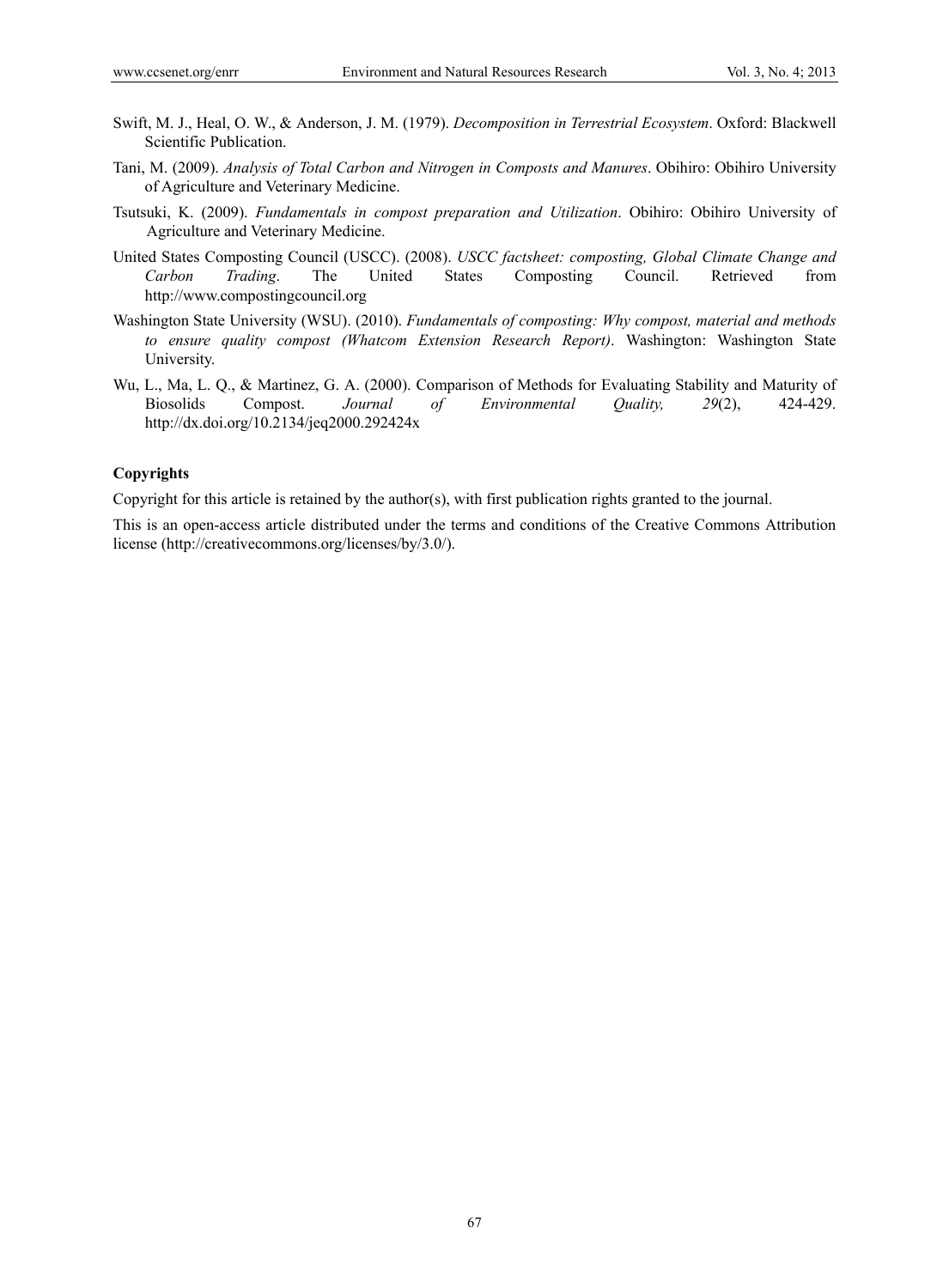Swift, M. J., Heal, O. W., & Anderson, J. M. (1979). *Decomposition in Terrestrial Ecosystem*. Oxford: Blackwell Scientific Publication.

Tani, M. (2009). *Analysis of Total Carbon and Nitrogen in Composts and Manures*. Obihiro: Obihiro University of Agriculture and Veterinary Medicine.

Tsutsuki, K. (2009). *Fundamentals in compost preparation and Utilization*. Obihiro: Obihiro University of Agriculture and Veterinary Medicine.

United States Composting Council (USCC). (2008). *USCC factsheet: composting, Global Climate Change and Carbon Trading*. The United States Composting Council. Retrieved from http://www.compostingcouncil.org

Washington State University (WSU). (2010). *Fundamentals of composting: Why compost, material and methods to ensure quality compost (Whatcom Extension Research Report)*. Washington: Washington State University.

Wu, L., Ma, L. Q., & Martinez, G. A. (2000). Comparison of Methods for Evaluating Stability and Maturity of Biosolids Compost. *Journal of Environmental Quality, 29*(2), 424-429. http://dx.doi.org/10.2134/jeq2000.292424x

**Copyrights**

Copyright for this article is retained by the author(s), with first publication rights granted to the journal.

This is an open-access article distributed under the terms and conditions of the Creative Commons Attribution license (http://creativecommons.org/licenses/by/3.0/).